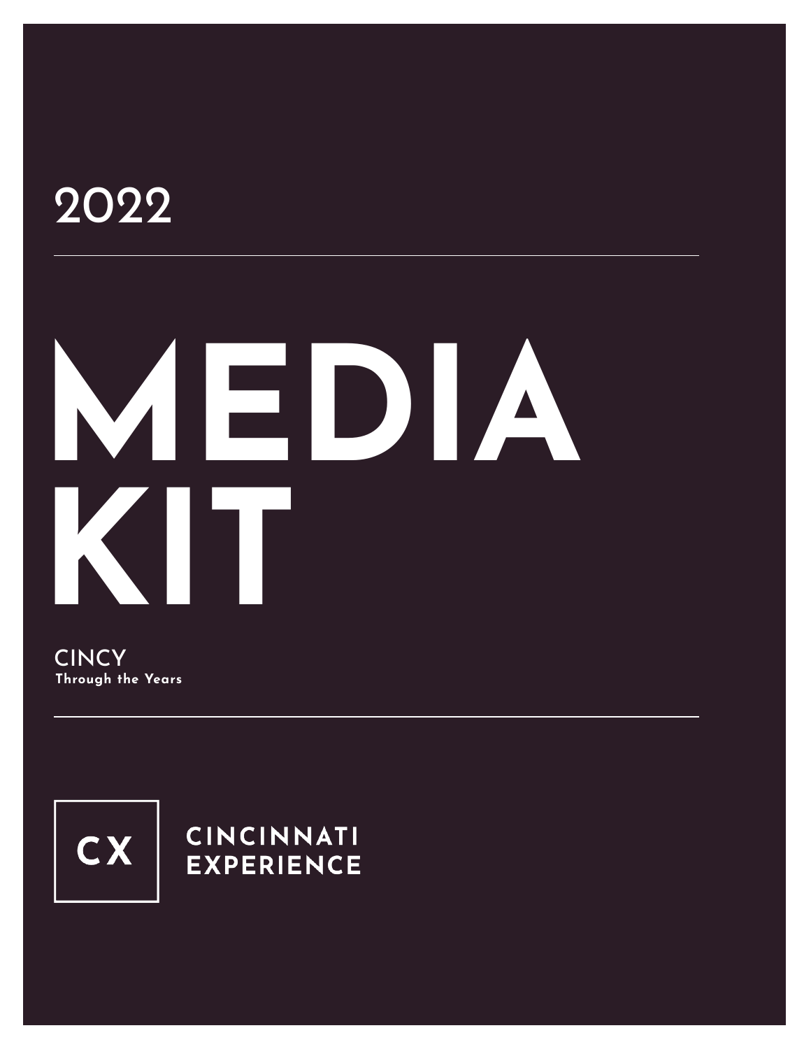2022

# MEDIA KIT

CINCY
**Through the Years**

CX

**CINCINNATI EXPERIENCE**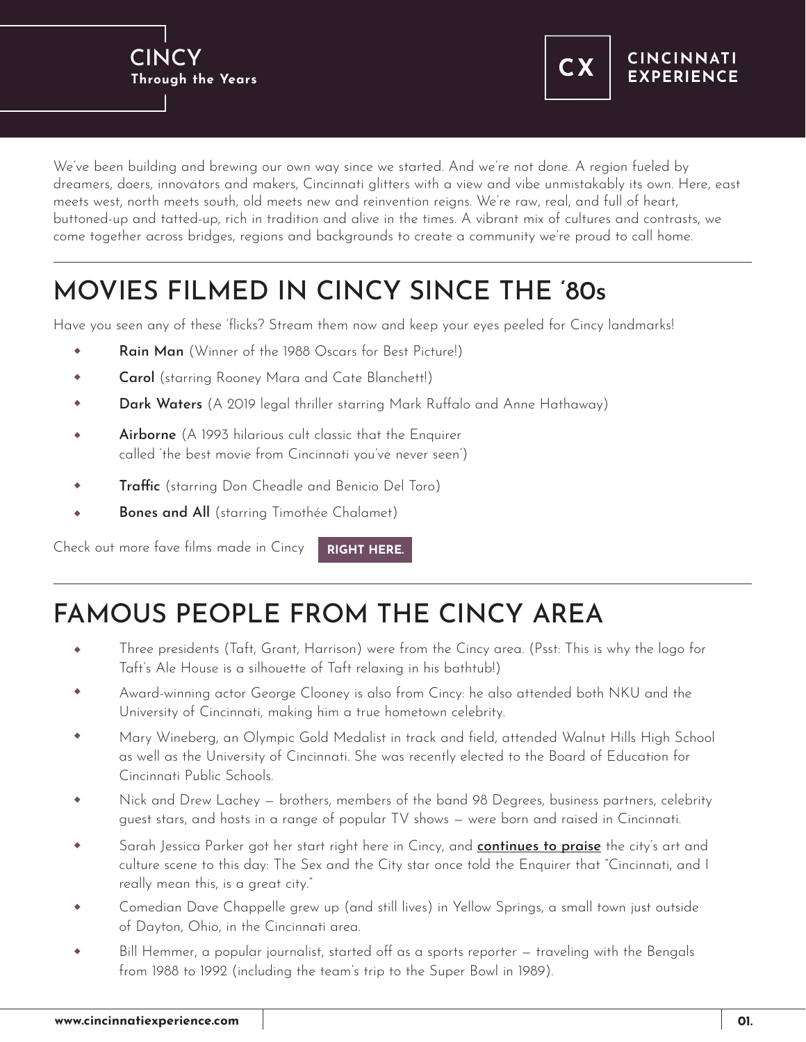# CINCY
**Through the Years**

CX **CINCINNATI EXPERIENCE**

We've been building and brewing our own way since we started. And we're not done. A region fueled by dreamers, doers, innovators and makers, Cincinnati glitters with a view and vibe unmistakably its own. Here, east meets west, north meets south, old meets new and reinvention reigns. We're raw, real, and full of heart, buttoned-up and tatted-up, rich in tradition and alive in the times. A vibrant mix of cultures and contrasts, we come together across bridges, regions and backgrounds to create a community we're proud to call home.

---

## MOVIES FILMED IN CINCY SINCE THE '80s

Have you seen any of these 'flicks? Stream them now and keep your eyes peeled for Cincy landmarks!

- **Rain Man** (Winner of the 1988 Oscars for Best Picture!)
- **Carol** (starring Rooney Mara and Cate Blanchett!)
- **Dark Waters** (A 2019 legal thriller starring Mark Ruffalo and Anne Hathaway)
- **Airborne** (A 1993 hilarious cult classic that the Enquirer called 'the best movie from Cincinnati you've never seen')
- **Traffic** (starring Don Cheadle and Benicio Del Toro)
- **Bones and All** (starring Timothée Chalamet)

Check out more fave films made in Cincy **RIGHT HERE.**

---

## FAMOUS PEOPLE FROM THE CINCY AREA

- Three presidents (Taft, Grant, Harrison) were from the Cincy area. (Psst: This is why the logo for Taft's Ale House is a silhouette of Taft relaxing in his bathtub!)
- Award-winning actor George Clooney is also from Cincy: he also attended both NKU and the University of Cincinnati, making him a true hometown celebrity.
- Mary Wineberg, an Olympic Gold Medalist in track and field, attended Walnut Hills High School as well as the University of Cincinnati. She was recently elected to the Board of Education for Cincinnati Public Schools.
- Nick and Drew Lachey — brothers, members of the band 98 Degrees, business partners, celebrity guest stars, and hosts in a range of popular TV shows — were born and raised in Cincinnati.
- Sarah Jessica Parker got her start right here in Cincy, and **continues to praise** the city's art and culture scene to this day: The Sex and the City star once told the Enquirer that "Cincinnati, and I really mean this, is a great city."
- Comedian Dave Chappelle grew up (and still lives) in Yellow Springs, a small town just outside of Dayton, Ohio, in the Cincinnati area.
- Bill Hemmer, a popular journalist, started off as a sports reporter — traveling with the Bengals from 1988 to 1992 (including the team's trip to the Super Bowl in 1989).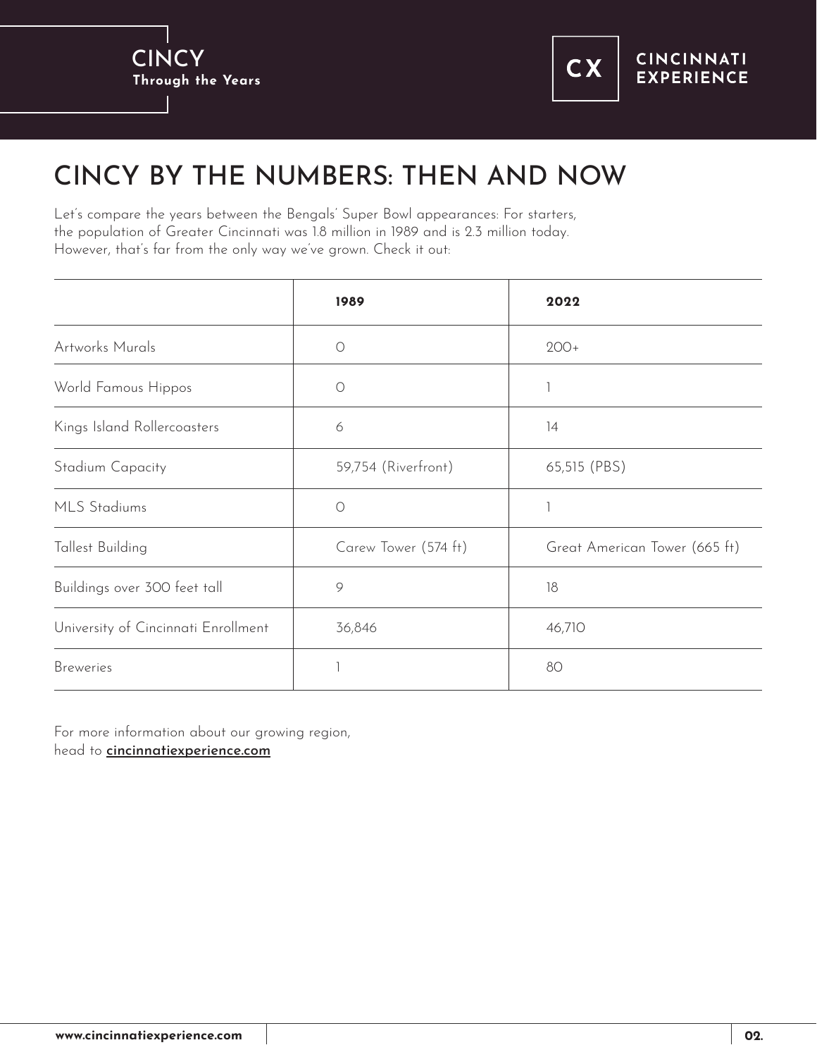# CINCY BY THE NUMBERS: THEN AND NOW

Let's compare the years between the Bengals' Super Bowl appearances: For starters, the population of Greater Cincinnati was 1.8 million in 1989 and is 2.3 million today. However, that's far from the only way we've grown. Check it out:

| | **1989** | **2022** |
|---|---|---|
| Artworks Murals | 0 | 200+ |
| World Famous Hippos | 0 | 1 |
| Kings Island Rollercoasters | 6 | 14 |
| Stadium Capacity | 59,754 (Riverfront) | 65,515 (PBS) |
| MLS Stadiums | 0 | 1 |
| Tallest Building | Carew Tower (574 ft) | Great American Tower (665 ft) |
| Buildings over 300 feet tall | 9 | 18 |
| University of Cincinnati Enrollment | 36,846 | 46,710 |
| Breweries | 1 | 80 |

For more information about our growing region, head to **cincinnatiexperience.com**